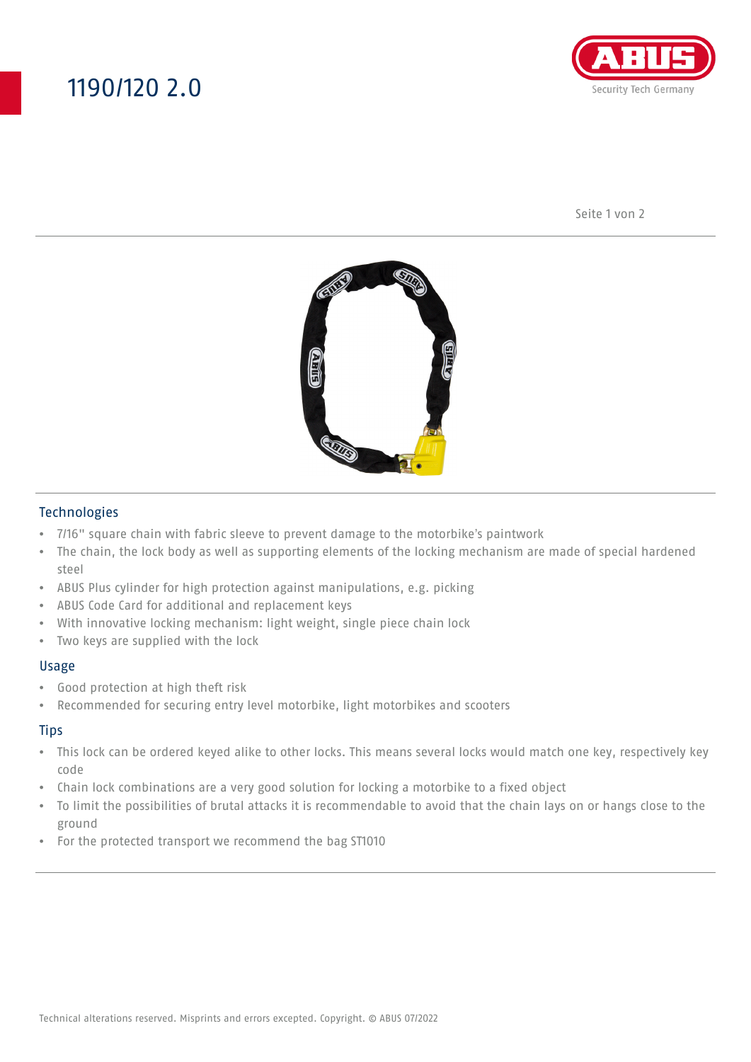# 1190/120 2.0

## Technologies

- 7/16" square chain with fabric sleeve to prevent damage to the motorbike's paintwork
- The chain, the lock body as well as supporting elements of the locking mechanism are made of special hardened steel
- ABUS Plus cylinder for high protection against manipulations, e.g. picking
- ABUS Code Card for additional and replacement keys
- With innovative locking mechanism: light weight, single piece chain lock
- Two keys are supplied with the lock

## Usage

- Good protection at high theft risk
- Recommended for securing entry level motorbike, light motorbikes and scooters

## Tips

- This lock can be ordered keyed alike to other locks. This means several locks would match one key, respectively key code
- Chain lock combinations are a very good solution for locking a motorbike to a fixed object
- To limit the possibilities of brutal attacks it is recommendable to avoid that the chain lays on or hangs close to the ground
- For the protected transport we recommend the bag ST1010

Technical alterations reserved. Misprints and errors excepted. Copyright. © ABUS 07/2022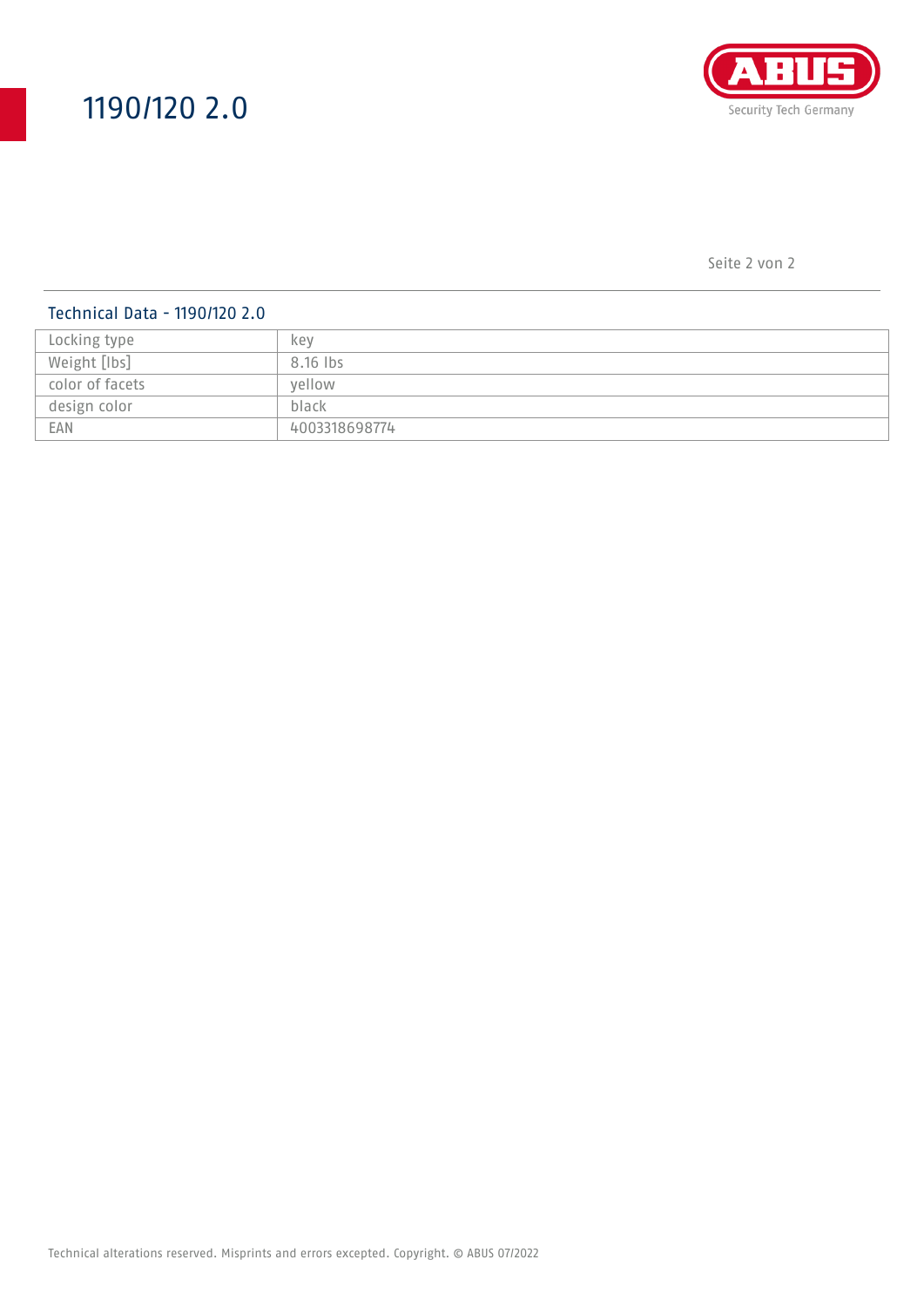# 1190/120 2.0

## Technical Data - 1190/120 2.0

| | |
|---|---|
| Locking type | key |
| Weight [lbs] | 8.16 lbs |
| color of facets | yellow |
| design color | black |
| EAN | 4003318698774 |

Technical alterations reserved. Misprints and errors excepted. Copyright. © ABUS 07/2022